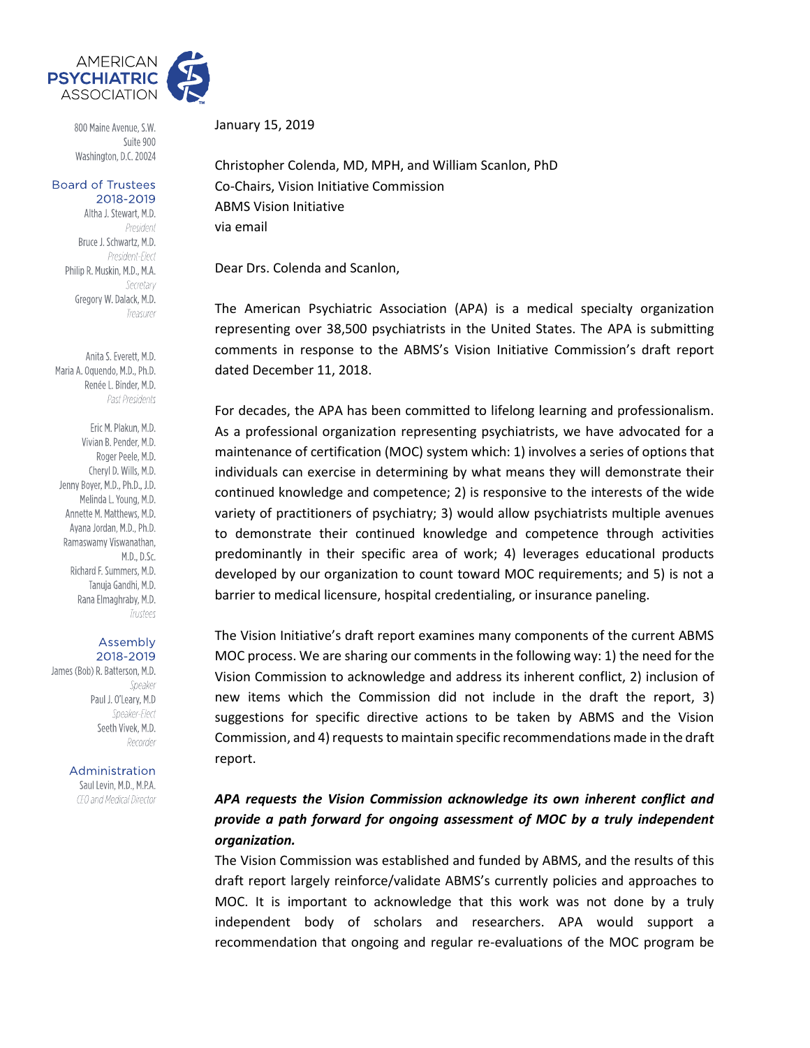AMERICAN PSYCHIATRIC ASSOCIATION

800 Maine Avenue, S.W.
Suite 900
Washington, D.C. 20024

**Board of Trustees 2018-2019**

Altha J. Stewart, M.D.
*President*
Bruce J. Schwartz, M.D.
*President-Elect*
Philip R. Muskin, M.D., M.A.
*Secretary*
Gregory W. Dalack, M.D.
*Treasurer*

Anita S. Everett, M.D.
Maria A. Oquendo, M.D., Ph.D.
Renée L. Binder, M.D.
*Past Presidents*

Eric M. Plakun, M.D.
Vivian B. Pender, M.D.
Roger Peele, M.D.
Cheryl D. Wills, M.D.
Jenny Boyer, M.D., Ph.D., J.D.
Melinda L. Young, M.D.
Annette M. Matthews, M.D.
Ayana Jordan, M.D., Ph.D.
Ramaswamy Viswanathan, M.D., D.Sc.
Richard F. Summers, M.D.
Tanuja Gandhi, M.D.
Rana Elmaghraby, M.D.
*Trustees*

**Assembly 2018-2019**

James (Bob) R. Batterson, M.D.
*Speaker*
Paul J. O'Leary, M.D
*Speaker-Elect*
Seeth Vivek, M.D.
*Recorder*

**Administration**

Saul Levin, M.D., M.P.A.
*CEO and Medical Director*

January 15, 2019

Christopher Colenda, MD, MPH, and William Scanlon, PhD
Co-Chairs, Vision Initiative Commission
ABMS Vision Initiative
via email

Dear Drs. Colenda and Scanlon,

The American Psychiatric Association (APA) is a medical specialty organization representing over 38,500 psychiatrists in the United States. The APA is submitting comments in response to the ABMS's Vision Initiative Commission's draft report dated December 11, 2018.

For decades, the APA has been committed to lifelong learning and professionalism. As a professional organization representing psychiatrists, we have advocated for a maintenance of certification (MOC) system which: 1) involves a series of options that individuals can exercise in determining by what means they will demonstrate their continued knowledge and competence; 2) is responsive to the interests of the wide variety of practitioners of psychiatry; 3) would allow psychiatrists multiple avenues to demonstrate their continued knowledge and competence through activities predominantly in their specific area of work; 4) leverages educational products developed by our organization to count toward MOC requirements; and 5) is not a barrier to medical licensure, hospital credentialing, or insurance paneling.

The Vision Initiative's draft report examines many components of the current ABMS MOC process. We are sharing our comments in the following way: 1) the need for the Vision Commission to acknowledge and address its inherent conflict, 2) inclusion of new items which the Commission did not include in the draft the report, 3) suggestions for specific directive actions to be taken by ABMS and the Vision Commission, and 4) requests to maintain specific recommendations made in the draft report.

***APA requests the Vision Commission acknowledge its own inherent conflict and provide a path forward for ongoing assessment of MOC by a truly independent organization.***

The Vision Commission was established and funded by ABMS, and the results of this draft report largely reinforce/validate ABMS's currently policies and approaches to MOC. It is important to acknowledge that this work was not done by a truly independent body of scholars and researchers. APA would support a recommendation that ongoing and regular re-evaluations of the MOC program be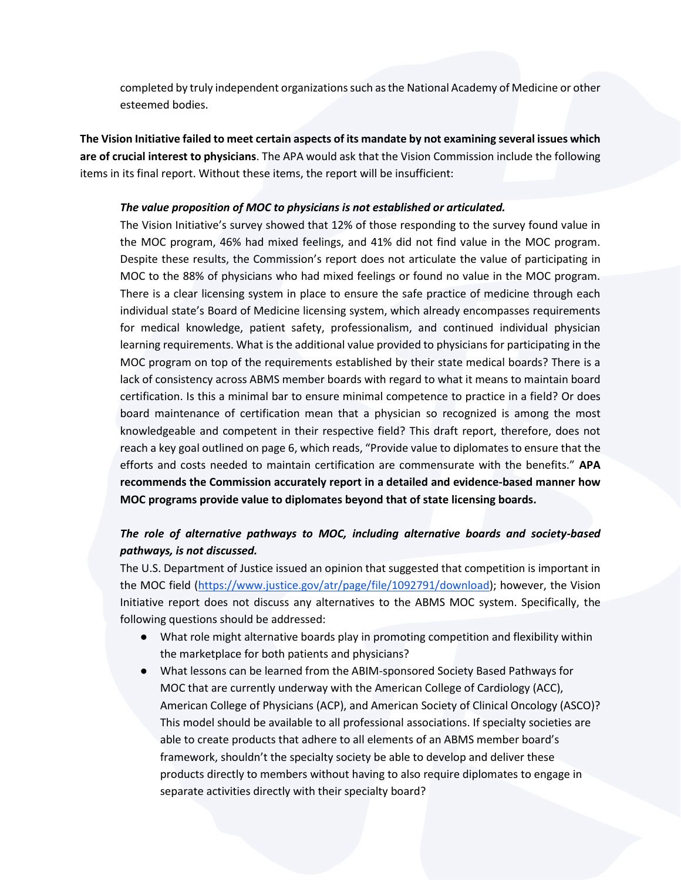completed by truly independent organizations such as the National Academy of Medicine or other esteemed bodies.

**The Vision Initiative failed to meet certain aspects of its mandate by not examining several issues which are of crucial interest to physicians**. The APA would ask that the Vision Commission include the following items in its final report. Without these items, the report will be insufficient:

***The value proposition of MOC to physicians is not established or articulated.***

The Vision Initiative's survey showed that 12% of those responding to the survey found value in the MOC program, 46% had mixed feelings, and 41% did not find value in the MOC program. Despite these results, the Commission's report does not articulate the value of participating in MOC to the 88% of physicians who had mixed feelings or found no value in the MOC program. There is a clear licensing system in place to ensure the safe practice of medicine through each individual state's Board of Medicine licensing system, which already encompasses requirements for medical knowledge, patient safety, professionalism, and continued individual physician learning requirements. What is the additional value provided to physicians for participating in the MOC program on top of the requirements established by their state medical boards? There is a lack of consistency across ABMS member boards with regard to what it means to maintain board certification. Is this a minimal bar to ensure minimal competence to practice in a field? Or does board maintenance of certification mean that a physician so recognized is among the most knowledgeable and competent in their respective field? This draft report, therefore, does not reach a key goal outlined on page 6, which reads, "Provide value to diplomates to ensure that the efforts and costs needed to maintain certification are commensurate with the benefits." **APA recommends the Commission accurately report in a detailed and evidence-based manner how MOC programs provide value to diplomates beyond that of state licensing boards.**

***The role of alternative pathways to MOC, including alternative boards and society-based pathways, is not discussed.***

The U.S. Department of Justice issued an opinion that suggested that competition is important in the MOC field (https://www.justice.gov/atr/page/file/1092791/download); however, the Vision Initiative report does not discuss any alternatives to the ABMS MOC system. Specifically, the following questions should be addressed:

- What role might alternative boards play in promoting competition and flexibility within the marketplace for both patients and physicians?
- What lessons can be learned from the ABIM-sponsored Society Based Pathways for MOC that are currently underway with the American College of Cardiology (ACC), American College of Physicians (ACP), and American Society of Clinical Oncology (ASCO)? This model should be available to all professional associations. If specialty societies are able to create products that adhere to all elements of an ABMS member board's framework, shouldn't the specialty society be able to develop and deliver these products directly to members without having to also require diplomates to engage in separate activities directly with their specialty board?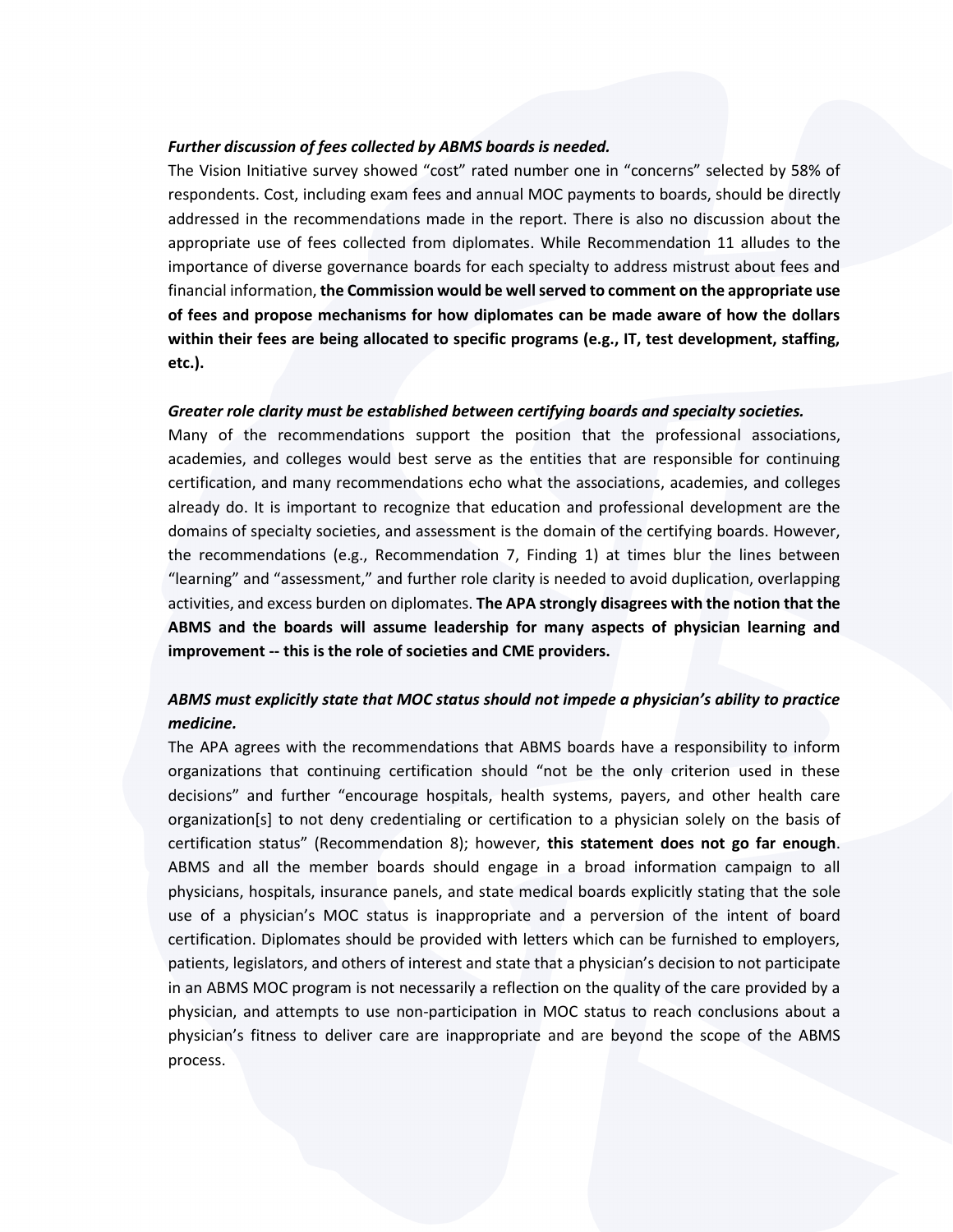***Further discussion of fees collected by ABMS boards is needed.***

The Vision Initiative survey showed "cost" rated number one in "concerns" selected by 58% of respondents. Cost, including exam fees and annual MOC payments to boards, should be directly addressed in the recommendations made in the report. There is also no discussion about the appropriate use of fees collected from diplomates. While Recommendation 11 alludes to the importance of diverse governance boards for each specialty to address mistrust about fees and financial information, **the Commission would be well served to comment on the appropriate use of fees and propose mechanisms for how diplomates can be made aware of how the dollars within their fees are being allocated to specific programs (e.g., IT, test development, staffing, etc.).**

***Greater role clarity must be established between certifying boards and specialty societies.***

Many of the recommendations support the position that the professional associations, academies, and colleges would best serve as the entities that are responsible for continuing certification, and many recommendations echo what the associations, academies, and colleges already do. It is important to recognize that education and professional development are the domains of specialty societies, and assessment is the domain of the certifying boards. However, the recommendations (e.g., Recommendation 7, Finding 1) at times blur the lines between "learning" and "assessment," and further role clarity is needed to avoid duplication, overlapping activities, and excess burden on diplomates. **The APA strongly disagrees with the notion that the ABMS and the boards will assume leadership for many aspects of physician learning and improvement -- this is the role of societies and CME providers.**

***ABMS must explicitly state that MOC status should not impede a physician's ability to practice medicine.***

The APA agrees with the recommendations that ABMS boards have a responsibility to inform organizations that continuing certification should "not be the only criterion used in these decisions" and further "encourage hospitals, health systems, payers, and other health care organization[s] to not deny credentialing or certification to a physician solely on the basis of certification status" (Recommendation 8); however, **this statement does not go far enough**. ABMS and all the member boards should engage in a broad information campaign to all physicians, hospitals, insurance panels, and state medical boards explicitly stating that the sole use of a physician's MOC status is inappropriate and a perversion of the intent of board certification. Diplomates should be provided with letters which can be furnished to employers, patients, legislators, and others of interest and state that a physician's decision to not participate in an ABMS MOC program is not necessarily a reflection on the quality of the care provided by a physician, and attempts to use non-participation in MOC status to reach conclusions about a physician's fitness to deliver care are inappropriate and are beyond the scope of the ABMS process.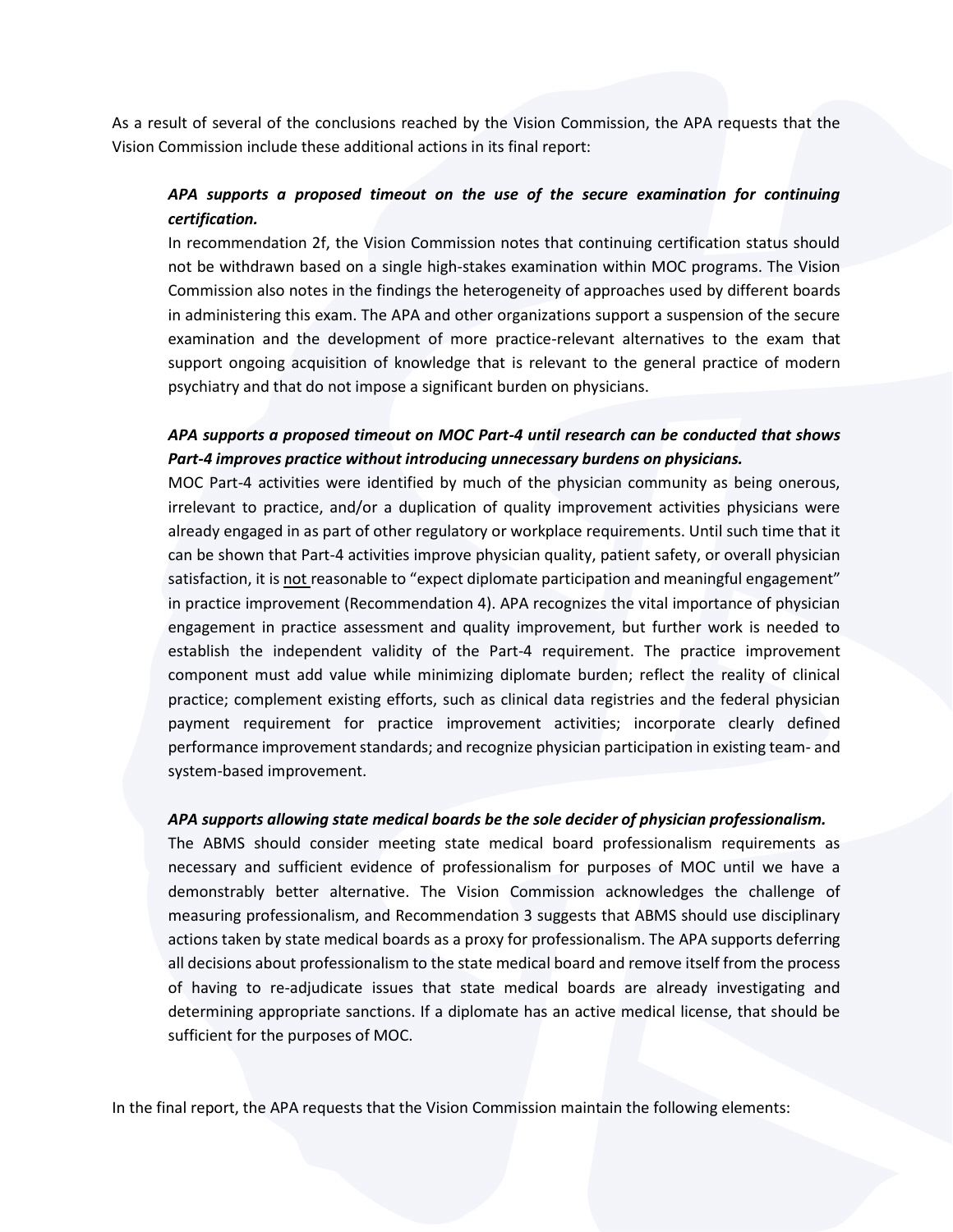As a result of several of the conclusions reached by the Vision Commission, the APA requests that the Vision Commission include these additional actions in its final report:

> ***APA supports a proposed timeout on the use of the secure examination for continuing certification.***
>
> In recommendation 2f, the Vision Commission notes that continuing certification status should not be withdrawn based on a single high-stakes examination within MOC programs. The Vision Commission also notes in the findings the heterogeneity of approaches used by different boards in administering this exam. The APA and other organizations support a suspension of the secure examination and the development of more practice-relevant alternatives to the exam that support ongoing acquisition of knowledge that is relevant to the general practice of modern psychiatry and that do not impose a significant burden on physicians.
>
> ***APA supports a proposed timeout on MOC Part-4 until research can be conducted that shows Part-4 improves practice without introducing unnecessary burdens on physicians.***
>
> MOC Part-4 activities were identified by much of the physician community as being onerous, irrelevant to practice, and/or a duplication of quality improvement activities physicians were already engaged in as part of other regulatory or workplace requirements. Until such time that it can be shown that Part-4 activities improve physician quality, patient safety, or overall physician satisfaction, it is <u>not</u> reasonable to "expect diplomate participation and meaningful engagement" in practice improvement (Recommendation 4). APA recognizes the vital importance of physician engagement in practice assessment and quality improvement, but further work is needed to establish the independent validity of the Part-4 requirement. The practice improvement component must add value while minimizing diplomate burden; reflect the reality of clinical practice; complement existing efforts, such as clinical data registries and the federal physician payment requirement for practice improvement activities; incorporate clearly defined performance improvement standards; and recognize physician participation in existing team- and system-based improvement.
>
> ***APA supports allowing state medical boards be the sole decider of physician professionalism.***
>
> The ABMS should consider meeting state medical board professionalism requirements as necessary and sufficient evidence of professionalism for purposes of MOC until we have a demonstrably better alternative. The Vision Commission acknowledges the challenge of measuring professionalism, and Recommendation 3 suggests that ABMS should use disciplinary actions taken by state medical boards as a proxy for professionalism. The APA supports deferring all decisions about professionalism to the state medical board and remove itself from the process of having to re-adjudicate issues that state medical boards are already investigating and determining appropriate sanctions. If a diplomate has an active medical license, that should be sufficient for the purposes of MOC.

In the final report, the APA requests that the Vision Commission maintain the following elements: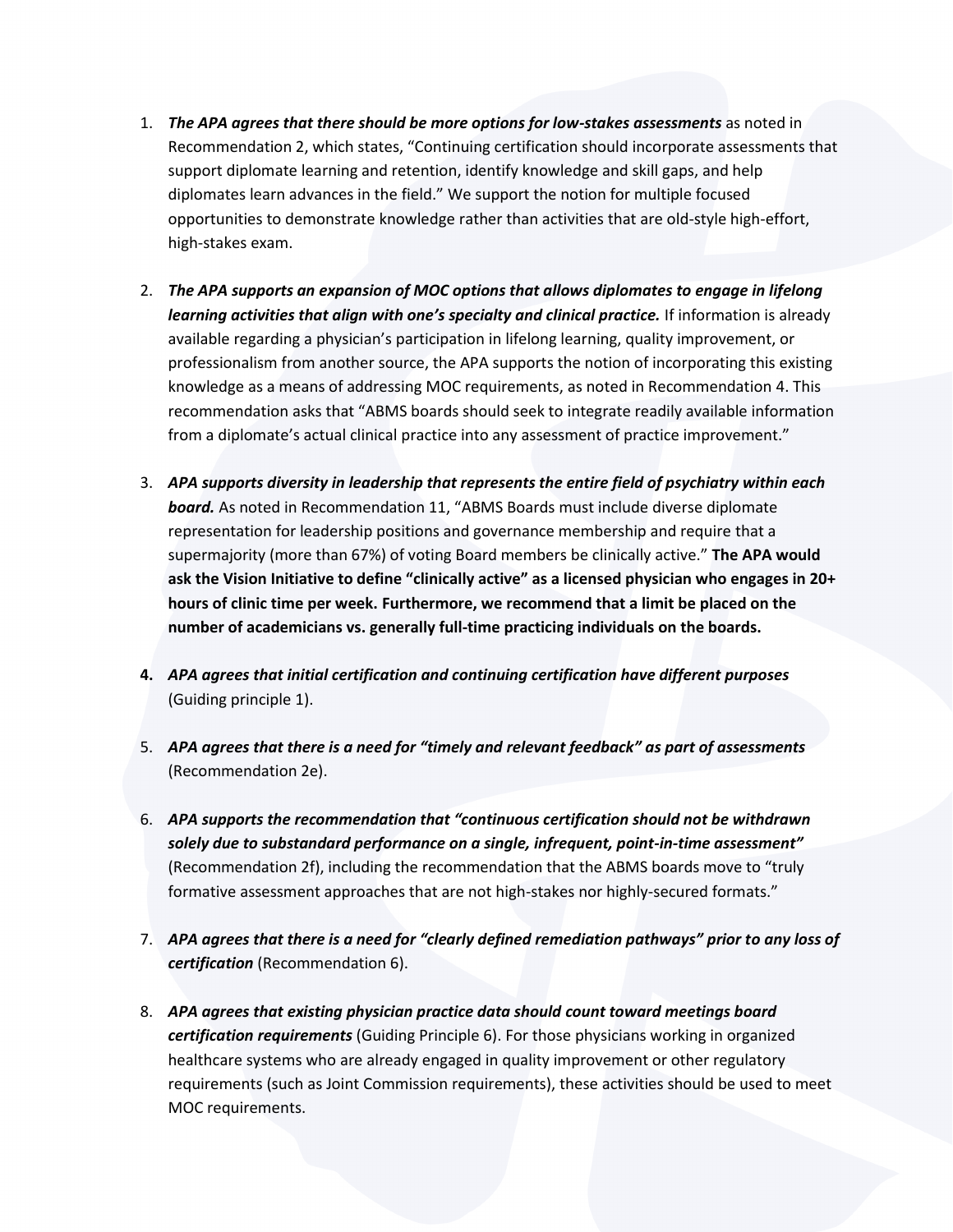1. ***The APA agrees that there should be more options for low-stakes assessments*** as noted in Recommendation 2, which states, "Continuing certification should incorporate assessments that support diplomate learning and retention, identify knowledge and skill gaps, and help diplomates learn advances in the field." We support the notion for multiple focused opportunities to demonstrate knowledge rather than activities that are old-style high-effort, high-stakes exam.

2. ***The APA supports an expansion of MOC options that allows diplomates to engage in lifelong learning activities that align with one's specialty and clinical practice.*** If information is already available regarding a physician's participation in lifelong learning, quality improvement, or professionalism from another source, the APA supports the notion of incorporating this existing knowledge as a means of addressing MOC requirements, as noted in Recommendation 4. This recommendation asks that "ABMS boards should seek to integrate readily available information from a diplomate's actual clinical practice into any assessment of practice improvement."

3. ***APA supports diversity in leadership that represents the entire field of psychiatry within each board.*** As noted in Recommendation 11, "ABMS Boards must include diverse diplomate representation for leadership positions and governance membership and require that a supermajority (more than 67%) of voting Board members be clinically active." **The APA would ask the Vision Initiative to define "clinically active" as a licensed physician who engages in 20+ hours of clinic time per week. Furthermore, we recommend that a limit be placed on the number of academicians vs. generally full-time practicing individuals on the boards.**

4. ***APA agrees that initial certification and continuing certification have different purposes*** (Guiding principle 1).

5. ***APA agrees that there is a need for "timely and relevant feedback" as part of assessments*** (Recommendation 2e).

6. ***APA supports the recommendation that "continuous certification should not be withdrawn solely due to substandard performance on a single, infrequent, point-in-time assessment"*** (Recommendation 2f), including the recommendation that the ABMS boards move to "truly formative assessment approaches that are not high-stakes nor highly-secured formats."

7. ***APA agrees that there is a need for "clearly defined remediation pathways" prior to any loss of certification*** (Recommendation 6).

8. ***APA agrees that existing physician practice data should count toward meetings board certification requirements*** (Guiding Principle 6). For those physicians working in organized healthcare systems who are already engaged in quality improvement or other regulatory requirements (such as Joint Commission requirements), these activities should be used to meet MOC requirements.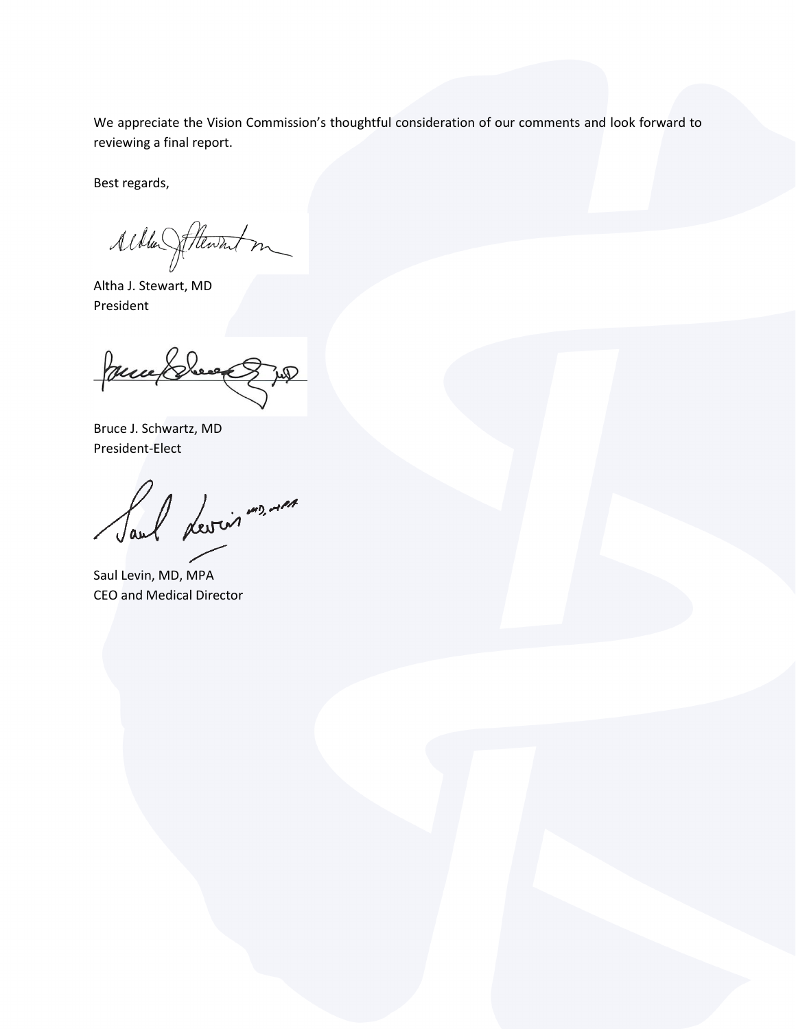We appreciate the Vision Commission's thoughtful consideration of our comments and look forward to reviewing a final report.

Best regards,

Altha J. Stewart, MD
President

Bruce J. Schwartz, MD
President-Elect

Saul Levin, MD, MPA
CEO and Medical Director